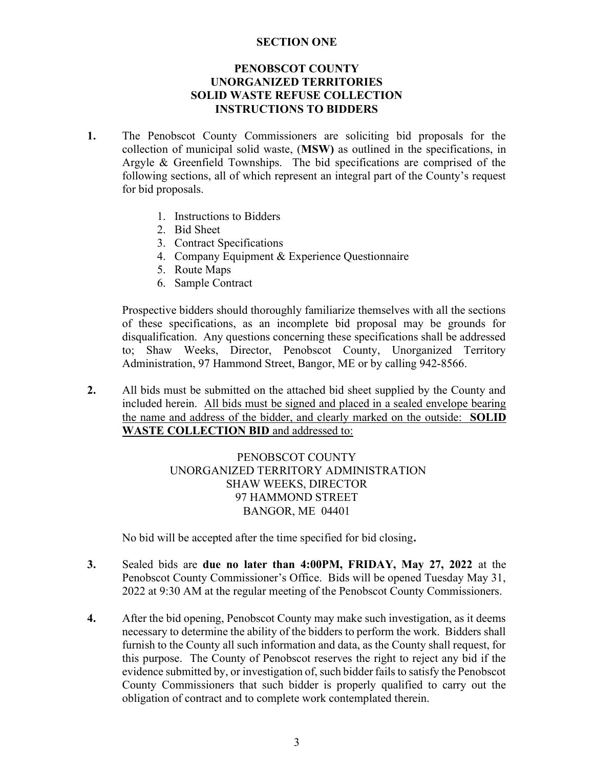## SECTION ONE

# PENOBSCOT COUNTY UNORGANIZED TERRITORIES SOLID WASTE REFUSE COLLECTION INSTRUCTIONS TO BIDDERS

**1.** The Penobscot County Commissioners are soliciting bid proposals for the collection of municipal solid waste, (**MSW)** as outlined in the specifications, in Argyle & Greenfield Townships. The bid specifications are comprised of the following sections, all of which represent an integral part of the County's request for bid proposals.

1. Instructions to Bidders
2. Bid Sheet
3. Contract Specifications
4. Company Equipment & Experience Questionnaire
5. Route Maps
6. Sample Contract

Prospective bidders should thoroughly familiarize themselves with all the sections of these specifications, as an incomplete bid proposal may be grounds for disqualification. Any questions concerning these specifications shall be addressed to; Shaw Weeks, Director, Penobscot County, Unorganized Territory Administration, 97 Hammond Street, Bangor, ME or by calling 942-8566.

**2.** All bids must be submitted on the attached bid sheet supplied by the County and included herein. All bids must be signed and placed in a sealed envelope bearing the name and address of the bidder, and clearly marked on the outside: **SOLID WASTE COLLECTION BID** and addressed to:

PENOBSCOT COUNTY
UNORGANIZED TERRITORY ADMINISTRATION
SHAW WEEKS, DIRECTOR
97 HAMMOND STREET
BANGOR, ME 04401

No bid will be accepted after the time specified for bid closing**.**

**3.** Sealed bids are **due no later than 4:00PM, FRIDAY, May 27, 2022** at the Penobscot County Commissioner's Office. Bids will be opened Tuesday May 31, 2022 at 9:30 AM at the regular meeting of the Penobscot County Commissioners.

**4.** After the bid opening, Penobscot County may make such investigation, as it deems necessary to determine the ability of the bidders to perform the work. Bidders shall furnish to the County all such information and data, as the County shall request, for this purpose. The County of Penobscot reserves the right to reject any bid if the evidence submitted by, or investigation of, such bidder fails to satisfy the Penobscot County Commissioners that such bidder is properly qualified to carry out the obligation of contract and to complete work contemplated therein.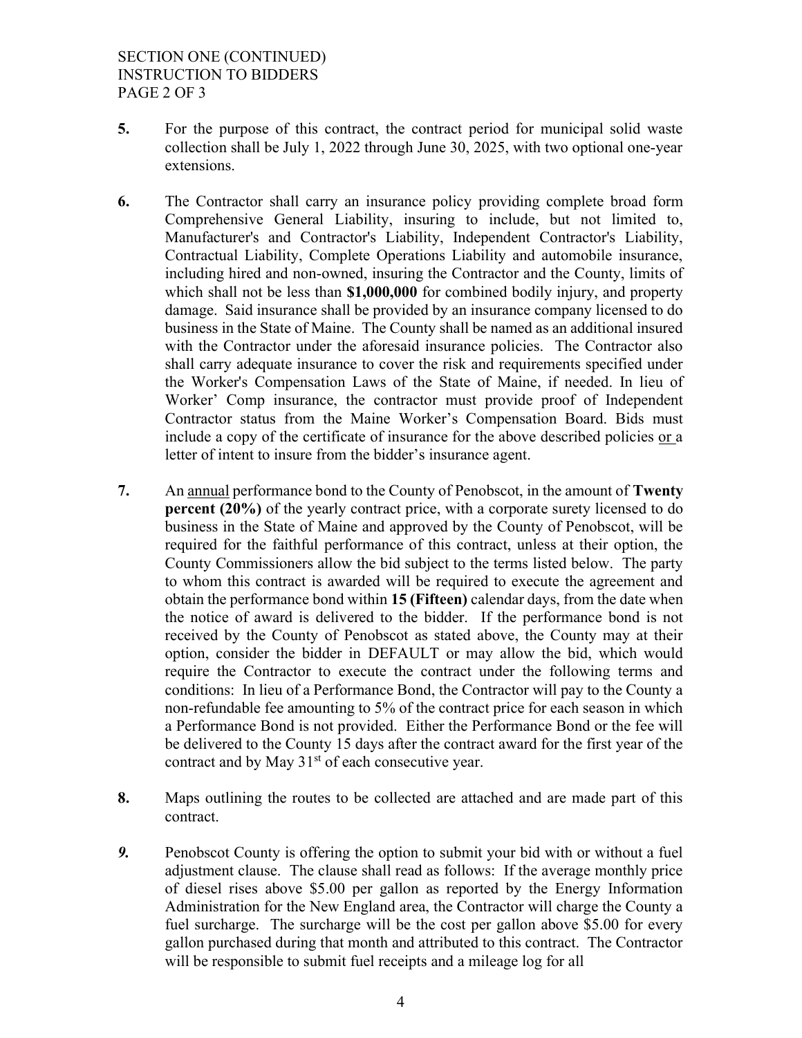SECTION ONE (CONTINUED)
INSTRUCTION TO BIDDERS

**5.** For the purpose of this contract, the contract period for municipal solid waste collection shall be July 1, 2022 through June 30, 2025, with two optional one-year extensions.

**6.** The Contractor shall carry an insurance policy providing complete broad form Comprehensive General Liability, insuring to include, but not limited to, Manufacturer's and Contractor's Liability, Independent Contractor's Liability, Contractual Liability, Complete Operations Liability and automobile insurance, including hired and non-owned, insuring the Contractor and the County, limits of which shall not be less than **$1,000,000** for combined bodily injury, and property damage. Said insurance shall be provided by an insurance company licensed to do business in the State of Maine. The County shall be named as an additional insured with the Contractor under the aforesaid insurance policies. The Contractor also shall carry adequate insurance to cover the risk and requirements specified under the Worker's Compensation Laws of the State of Maine, if needed. In lieu of Worker' Comp insurance, the contractor must provide proof of Independent Contractor status from the Maine Worker's Compensation Board. Bids must include a copy of the certificate of insurance for the above described policies or a letter of intent to insure from the bidder's insurance agent.

**7.** An annual performance bond to the County of Penobscot, in the amount of **Twenty percent (20%)** of the yearly contract price, with a corporate surety licensed to do business in the State of Maine and approved by the County of Penobscot, will be required for the faithful performance of this contract, unless at their option, the County Commissioners allow the bid subject to the terms listed below. The party to whom this contract is awarded will be required to execute the agreement and obtain the performance bond within **15 (Fifteen)** calendar days, from the date when the notice of award is delivered to the bidder. If the performance bond is not received by the County of Penobscot as stated above, the County may at their option, consider the bidder in DEFAULT or may allow the bid, which would require the Contractor to execute the contract under the following terms and conditions: In lieu of a Performance Bond, the Contractor will pay to the County a non-refundable fee amounting to 5% of the contract price for each season in which a Performance Bond is not provided. Either the Performance Bond or the fee will be delivered to the County 15 days after the contract award for the first year of the contract and by May 31st of each consecutive year.

**8.** Maps outlining the routes to be collected are attached and are made part of this contract.

***9.*** Penobscot County is offering the option to submit your bid with or without a fuel adjustment clause. The clause shall read as follows: If the average monthly price of diesel rises above $5.00 per gallon as reported by the Energy Information Administration for the New England area, the Contractor will charge the County a fuel surcharge. The surcharge will be the cost per gallon above $5.00 for every gallon purchased during that month and attributed to this contract. The Contractor will be responsible to submit fuel receipts and a mileage log for all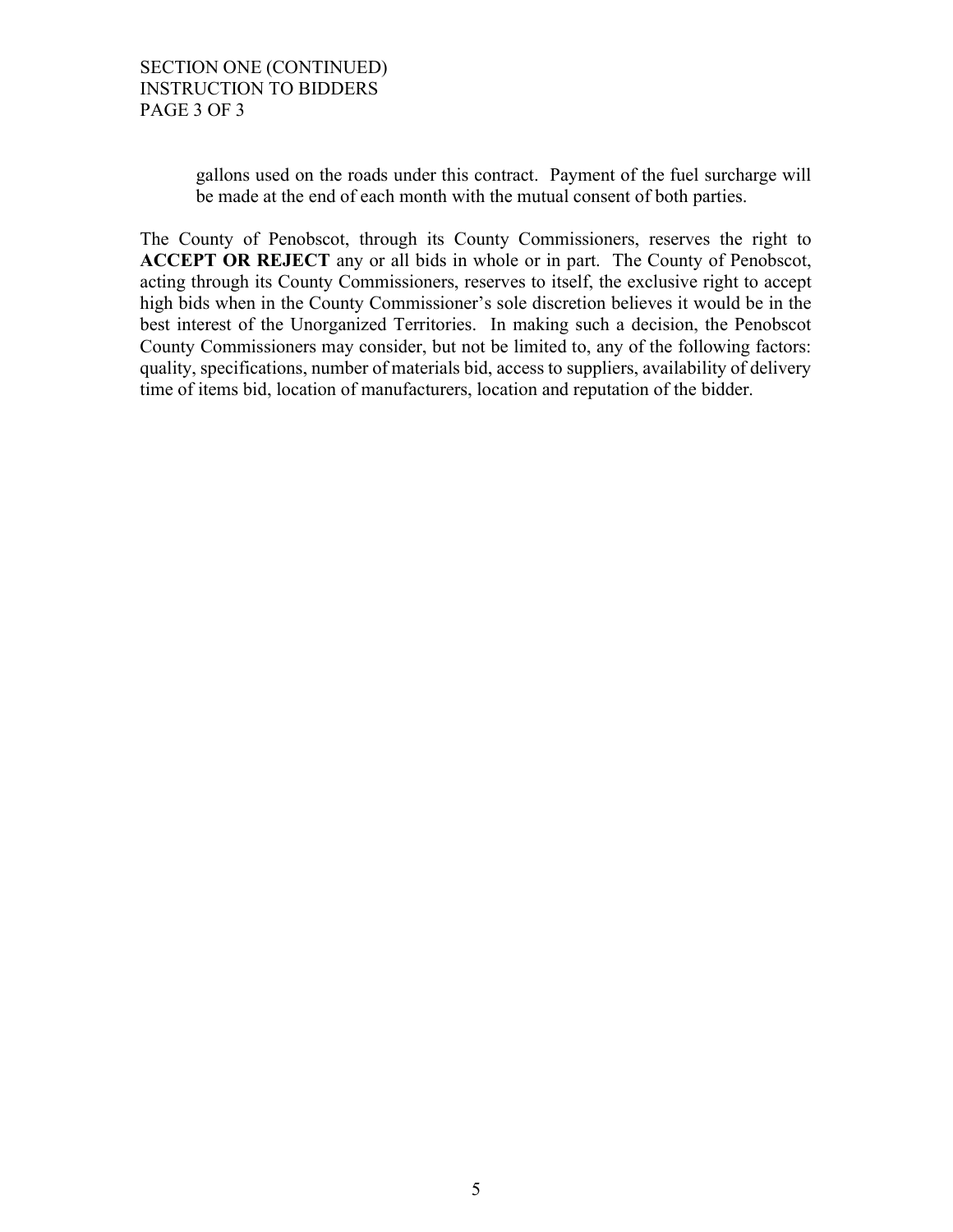SECTION ONE (CONTINUED)
INSTRUCTION TO BIDDERS

gallons used on the roads under this contract. Payment of the fuel surcharge will be made at the end of each month with the mutual consent of both parties.

The County of Penobscot, through its County Commissioners, reserves the right to **ACCEPT OR REJECT** any or all bids in whole or in part. The County of Penobscot, acting through its County Commissioners, reserves to itself, the exclusive right to accept high bids when in the County Commissioner's sole discretion believes it would be in the best interest of the Unorganized Territories. In making such a decision, the Penobscot County Commissioners may consider, but not be limited to, any of the following factors: quality, specifications, number of materials bid, access to suppliers, availability of delivery time of items bid, location of manufacturers, location and reputation of the bidder.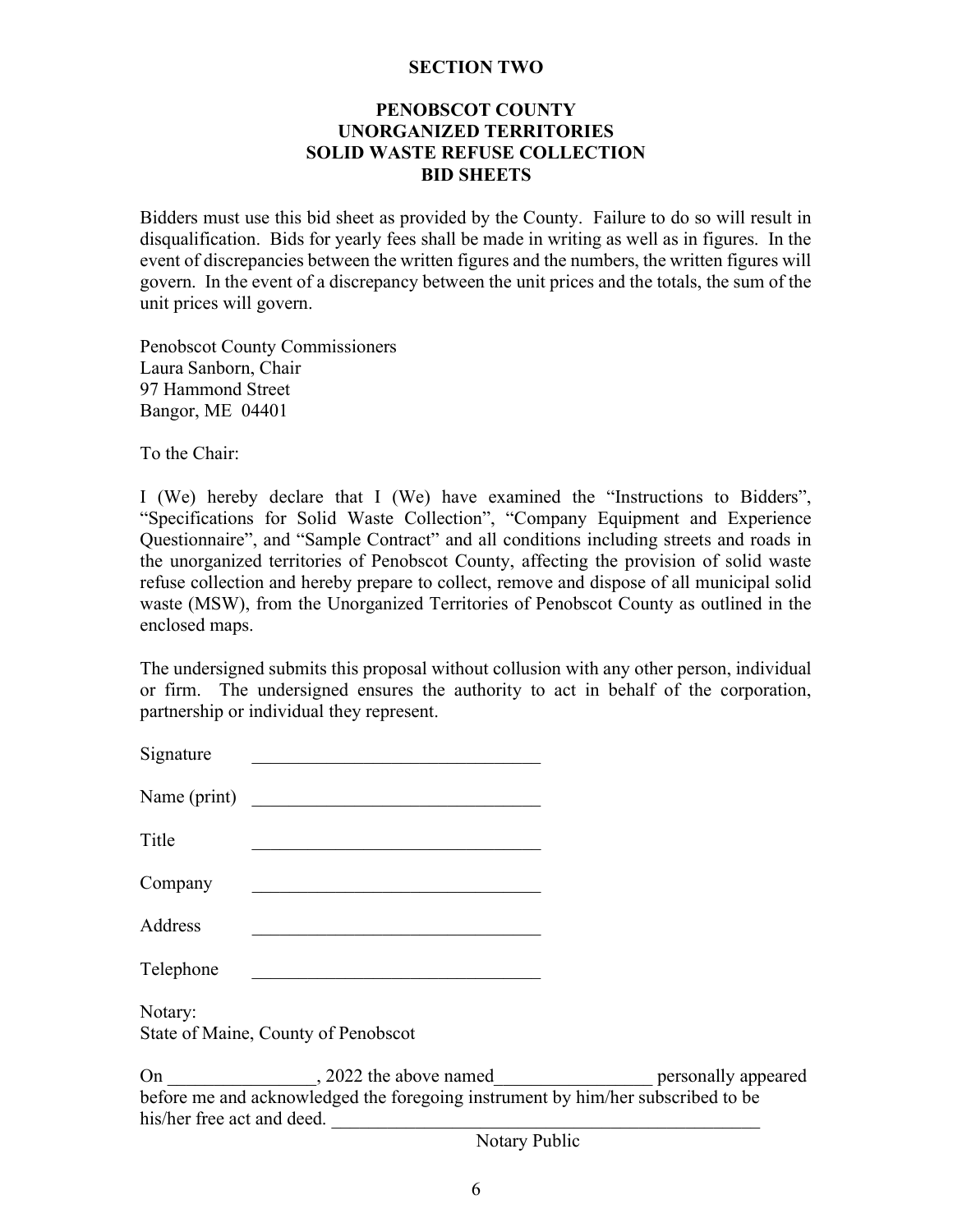**SECTION TWO**

**PENOBSCOT COUNTY**
**UNORGANIZED TERRITORIES**
**SOLID WASTE REFUSE COLLECTION**
**BID SHEETS**

Bidders must use this bid sheet as provided by the County. Failure to do so will result in disqualification. Bids for yearly fees shall be made in writing as well as in figures. In the event of discrepancies between the written figures and the numbers, the written figures will govern. In the event of a discrepancy between the unit prices and the totals, the sum of the unit prices will govern.

Penobscot County Commissioners
Laura Sanborn, Chair
97 Hammond Street
Bangor, ME 04401

To the Chair:

I (We) hereby declare that I (We) have examined the "Instructions to Bidders", "Specifications for Solid Waste Collection", "Company Equipment and Experience Questionnaire", and "Sample Contract" and all conditions including streets and roads in the unorganized territories of Penobscot County, affecting the provision of solid waste refuse collection and hereby prepare to collect, remove and dispose of all municipal solid waste (MSW), from the Unorganized Territories of Penobscot County as outlined in the enclosed maps.

The undersigned submits this proposal without collusion with any other person, individual or firm. The undersigned ensures the authority to act in behalf of the corporation, partnership or individual they represent.

Signature _______________________________

Name (print) _______________________________

Title _______________________________

Company _______________________________

Address _______________________________

Telephone _______________________________

Notary:
State of Maine, County of Penobscot

On ________________, 2022 the above named________________ personally appeared before me and acknowledged the foregoing instrument by him/her subscribed to be his/her free act and deed. _______________________________________________

Notary Public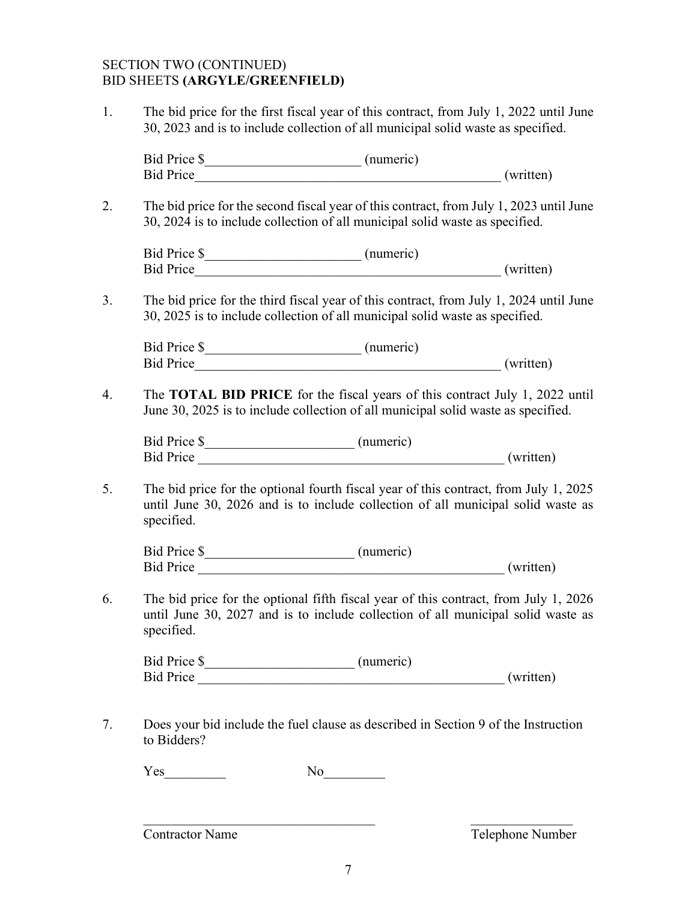SECTION TWO (CONTINUED)
BID SHEETS **(ARGYLE/GREENFIELD)**

1. The bid price for the first fiscal year of this contract, from July 1, 2022 until June 30, 2023 and is to include collection of all municipal solid waste as specified.

   Bid Price $_______________________ (numeric)
   Bid Price______________________________________________ (written)

2. The bid price for the second fiscal year of this contract, from July 1, 2023 until June 30, 2024 is to include collection of all municipal solid waste as specified.

   Bid Price $_______________________ (numeric)
   Bid Price______________________________________________ (written)

3. The bid price for the third fiscal year of this contract, from July 1, 2024 until June 30, 2025 is to include collection of all municipal solid waste as specified.

   Bid Price $_______________________ (numeric)
   Bid Price______________________________________________ (written)

4. The **TOTAL BID PRICE** for the fiscal years of this contract July 1, 2022 until June 30, 2025 is to include collection of all municipal solid waste as specified.

   Bid Price $______________________ (numeric)
   Bid Price ______________________________________________ (written)

5. The bid price for the optional fourth fiscal year of this contract, from July 1, 2025 until June 30, 2026 and is to include collection of all municipal solid waste as specified.

   Bid Price $______________________ (numeric)
   Bid Price ______________________________________________ (written)

6. The bid price for the optional fifth fiscal year of this contract, from July 1, 2026 until June 30, 2027 and is to include collection of all municipal solid waste as specified.

   Bid Price $______________________ (numeric)
   Bid Price ______________________________________________ (written)

7. Does your bid include the fuel clause as described in Section 9 of the Instruction to Bidders?

   Yes_________ No_________

___________________________________ _______________
Contractor Name Telephone Number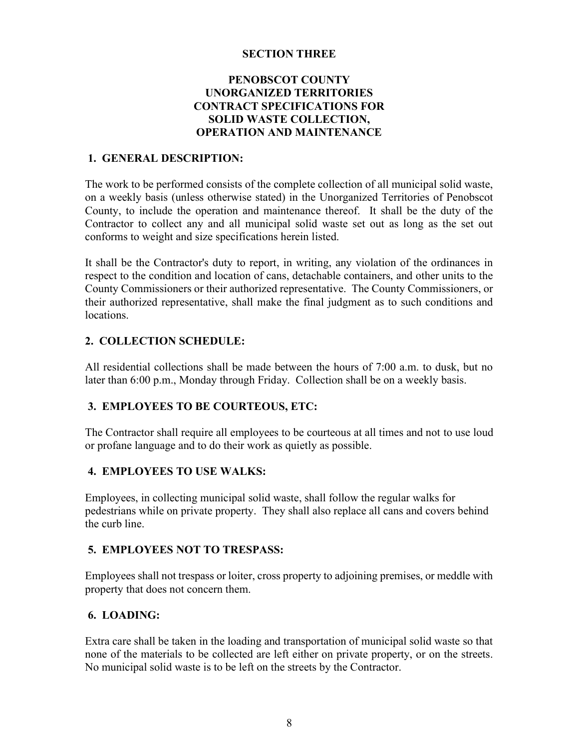# SECTION THREE

## PENOBSCOT COUNTY UNORGANIZED TERRITORIES CONTRACT SPECIFICATIONS FOR SOLID WASTE COLLECTION, OPERATION AND MAINTENANCE

### 1. GENERAL DESCRIPTION:

The work to be performed consists of the complete collection of all municipal solid waste, on a weekly basis (unless otherwise stated) in the Unorganized Territories of Penobscot County, to include the operation and maintenance thereof. It shall be the duty of the Contractor to collect any and all municipal solid waste set out as long as the set out conforms to weight and size specifications herein listed.

It shall be the Contractor's duty to report, in writing, any violation of the ordinances in respect to the condition and location of cans, detachable containers, and other units to the County Commissioners or their authorized representative. The County Commissioners, or their authorized representative, shall make the final judgment as to such conditions and locations.

### 2. COLLECTION SCHEDULE:

All residential collections shall be made between the hours of 7:00 a.m. to dusk, but no later than 6:00 p.m., Monday through Friday. Collection shall be on a weekly basis.

### 3. EMPLOYEES TO BE COURTEOUS, ETC:

The Contractor shall require all employees to be courteous at all times and not to use loud or profane language and to do their work as quietly as possible.

### 4. EMPLOYEES TO USE WALKS:

Employees, in collecting municipal solid waste, shall follow the regular walks for pedestrians while on private property. They shall also replace all cans and covers behind the curb line.

### 5. EMPLOYEES NOT TO TRESPASS:

Employees shall not trespass or loiter, cross property to adjoining premises, or meddle with property that does not concern them.

### 6. LOADING:

Extra care shall be taken in the loading and transportation of municipal solid waste so that none of the materials to be collected are left either on private property, or on the streets. No municipal solid waste is to be left on the streets by the Contractor.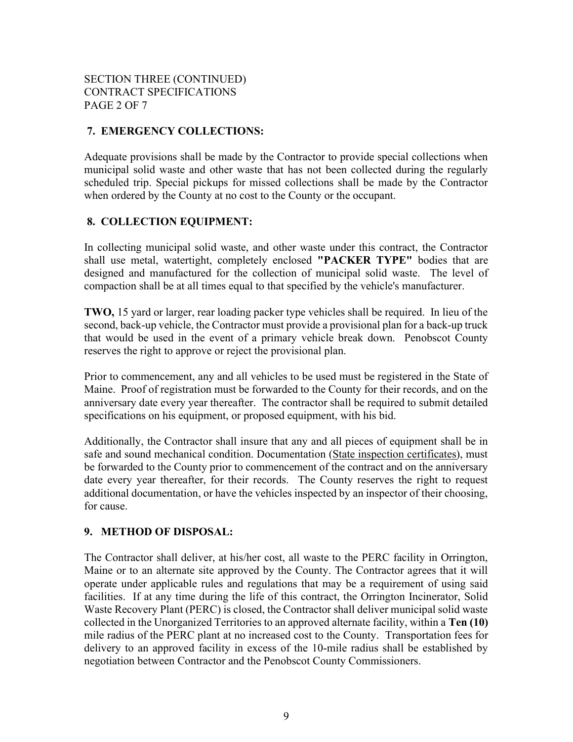SECTION THREE (CONTINUED)
CONTRACT SPECIFICATIONS
PAGE 2 OF 7

## 7. EMERGENCY COLLECTIONS:

Adequate provisions shall be made by the Contractor to provide special collections when municipal solid waste and other waste that has not been collected during the regularly scheduled trip. Special pickups for missed collections shall be made by the Contractor when ordered by the County at no cost to the County or the occupant.

## 8. COLLECTION EQUIPMENT:

In collecting municipal solid waste, and other waste under this contract, the Contractor shall use metal, watertight, completely enclosed **"PACKER TYPE"** bodies that are designed and manufactured for the collection of municipal solid waste. The level of compaction shall be at all times equal to that specified by the vehicle's manufacturer.

**TWO,** 15 yard or larger, rear loading packer type vehicles shall be required. In lieu of the second, back-up vehicle, the Contractor must provide a provisional plan for a back-up truck that would be used in the event of a primary vehicle break down. Penobscot County reserves the right to approve or reject the provisional plan.

Prior to commencement, any and all vehicles to be used must be registered in the State of Maine. Proof of registration must be forwarded to the County for their records, and on the anniversary date every year thereafter. The contractor shall be required to submit detailed specifications on his equipment, or proposed equipment, with his bid.

Additionally, the Contractor shall insure that any and all pieces of equipment shall be in safe and sound mechanical condition. Documentation (State inspection certificates), must be forwarded to the County prior to commencement of the contract and on the anniversary date every year thereafter, for their records. The County reserves the right to request additional documentation, or have the vehicles inspected by an inspector of their choosing, for cause.

## 9. METHOD OF DISPOSAL:

The Contractor shall deliver, at his/her cost, all waste to the PERC facility in Orrington, Maine or to an alternate site approved by the County. The Contractor agrees that it will operate under applicable rules and regulations that may be a requirement of using said facilities. If at any time during the life of this contract, the Orrington Incinerator, Solid Waste Recovery Plant (PERC) is closed, the Contractor shall deliver municipal solid waste collected in the Unorganized Territories to an approved alternate facility, within a **Ten (10)** mile radius of the PERC plant at no increased cost to the County. Transportation fees for delivery to an approved facility in excess of the 10-mile radius shall be established by negotiation between Contractor and the Penobscot County Commissioners.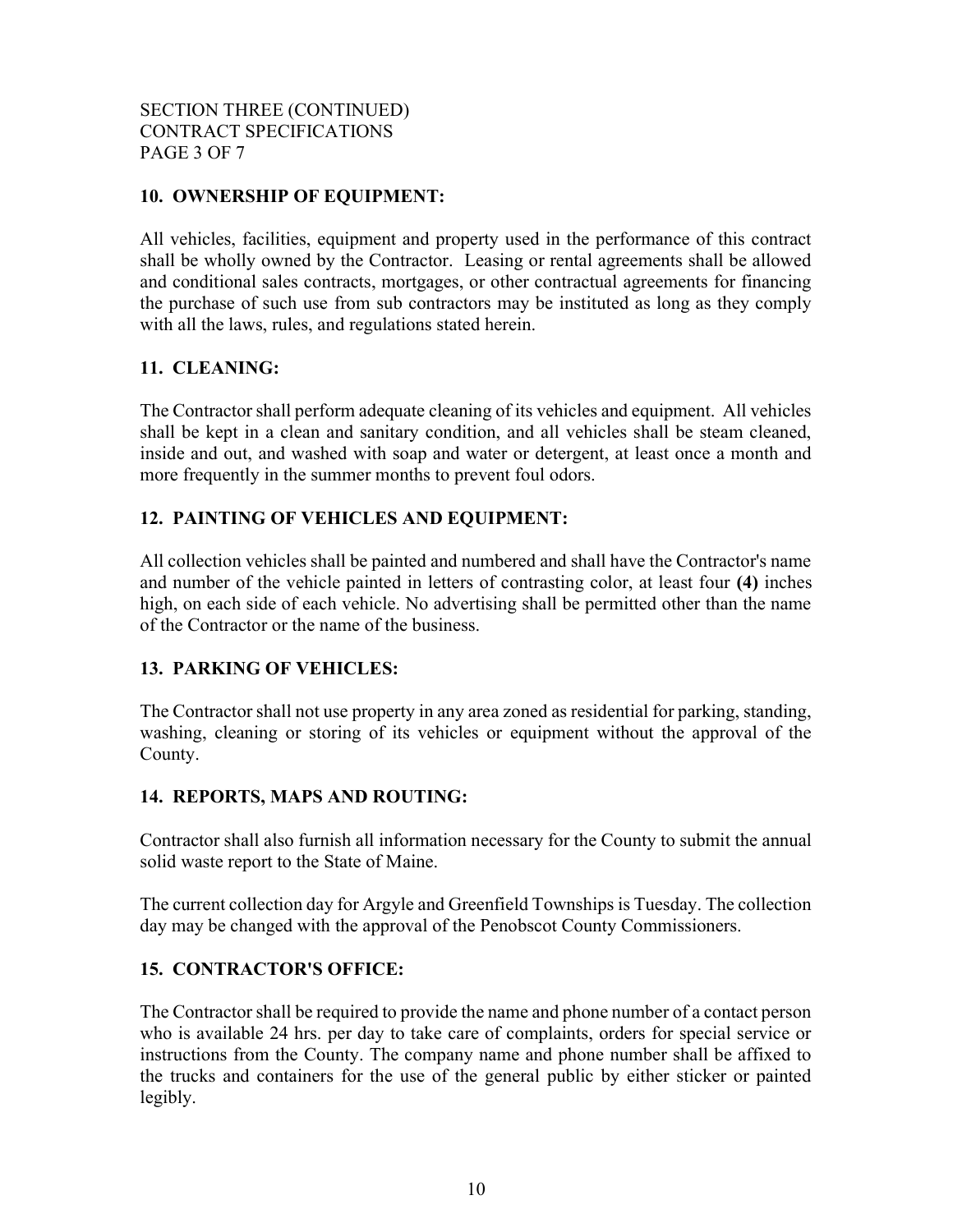SECTION THREE (CONTINUED)
CONTRACT SPECIFICATIONS
PAGE 3 OF 7

## 10. OWNERSHIP OF EQUIPMENT:

All vehicles, facilities, equipment and property used in the performance of this contract shall be wholly owned by the Contractor. Leasing or rental agreements shall be allowed and conditional sales contracts, mortgages, or other contractual agreements for financing the purchase of such use from sub contractors may be instituted as long as they comply with all the laws, rules, and regulations stated herein.

## 11. CLEANING:

The Contractor shall perform adequate cleaning of its vehicles and equipment. All vehicles shall be kept in a clean and sanitary condition, and all vehicles shall be steam cleaned, inside and out, and washed with soap and water or detergent, at least once a month and more frequently in the summer months to prevent foul odors.

## 12. PAINTING OF VEHICLES AND EQUIPMENT:

All collection vehicles shall be painted and numbered and shall have the Contractor's name and number of the vehicle painted in letters of contrasting color, at least four **(4)** inches high, on each side of each vehicle. No advertising shall be permitted other than the name of the Contractor or the name of the business.

## 13. PARKING OF VEHICLES:

The Contractor shall not use property in any area zoned as residential for parking, standing, washing, cleaning or storing of its vehicles or equipment without the approval of the County.

## 14. REPORTS, MAPS AND ROUTING:

Contractor shall also furnish all information necessary for the County to submit the annual solid waste report to the State of Maine.

The current collection day for Argyle and Greenfield Townships is Tuesday. The collection day may be changed with the approval of the Penobscot County Commissioners.

## 15. CONTRACTOR'S OFFICE:

The Contractor shall be required to provide the name and phone number of a contact person who is available 24 hrs. per day to take care of complaints, orders for special service or instructions from the County. The company name and phone number shall be affixed to the trucks and containers for the use of the general public by either sticker or painted legibly.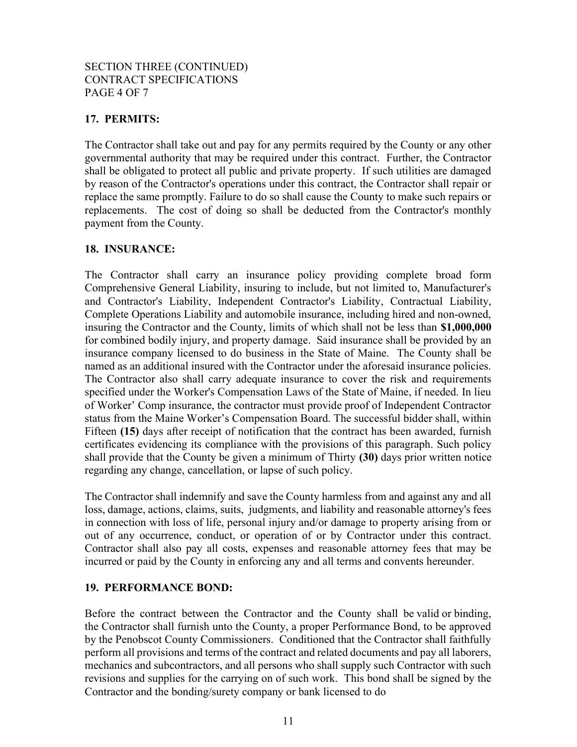SECTION THREE (CONTINUED)
CONTRACT SPECIFICATIONS
PAGE 4 OF 7

**17. PERMITS:**

The Contractor shall take out and pay for any permits required by the County or any other governmental authority that may be required under this contract. Further, the Contractor shall be obligated to protect all public and private property. If such utilities are damaged by reason of the Contractor's operations under this contract, the Contractor shall repair or replace the same promptly. Failure to do so shall cause the County to make such repairs or replacements. The cost of doing so shall be deducted from the Contractor's monthly payment from the County.

**18. INSURANCE:**

The Contractor shall carry an insurance policy providing complete broad form Comprehensive General Liability, insuring to include, but not limited to, Manufacturer's and Contractor's Liability, Independent Contractor's Liability, Contractual Liability, Complete Operations Liability and automobile insurance, including hired and non-owned, insuring the Contractor and the County, limits of which shall not be less than **$1,000,000** for combined bodily injury, and property damage. Said insurance shall be provided by an insurance company licensed to do business in the State of Maine. The County shall be named as an additional insured with the Contractor under the aforesaid insurance policies. The Contractor also shall carry adequate insurance to cover the risk and requirements specified under the Worker's Compensation Laws of the State of Maine, if needed. In lieu of Worker' Comp insurance, the contractor must provide proof of Independent Contractor status from the Maine Worker's Compensation Board. The successful bidder shall, within Fifteen **(15)** days after receipt of notification that the contract has been awarded, furnish certificates evidencing its compliance with the provisions of this paragraph. Such policy shall provide that the County be given a minimum of Thirty **(30)** days prior written notice regarding any change, cancellation, or lapse of such policy.

The Contractor shall indemnify and save the County harmless from and against any and all loss, damage, actions, claims, suits, judgments, and liability and reasonable attorney's fees in connection with loss of life, personal injury and/or damage to property arising from or out of any occurrence, conduct, or operation of or by Contractor under this contract. Contractor shall also pay all costs, expenses and reasonable attorney fees that may be incurred or paid by the County in enforcing any and all terms and convents hereunder.

**19. PERFORMANCE BOND:**

Before the contract between the Contractor and the County shall be valid or binding, the Contractor shall furnish unto the County, a proper Performance Bond, to be approved by the Penobscot County Commissioners. Conditioned that the Contractor shall faithfully perform all provisions and terms of the contract and related documents and pay all laborers, mechanics and subcontractors, and all persons who shall supply such Contractor with such revisions and supplies for the carrying on of such work. This bond shall be signed by the Contractor and the bonding/surety company or bank licensed to do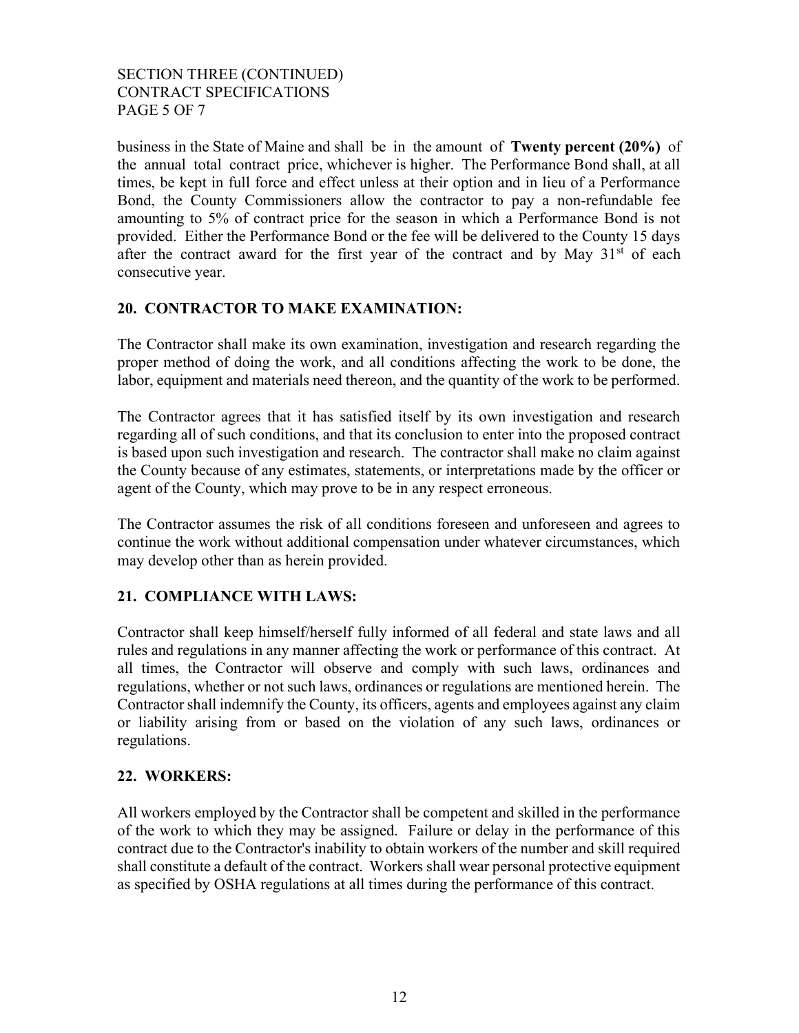business in the State of Maine and shall be in the amount of **Twenty percent (20%)** of the annual total contract price, whichever is higher. The Performance Bond shall, at all times, be kept in full force and effect unless at their option and in lieu of a Performance Bond, the County Commissioners allow the contractor to pay a non-refundable fee amounting to 5% of contract price for the season in which a Performance Bond is not provided. Either the Performance Bond or the fee will be delivered to the County 15 days after the contract award for the first year of the contract and by May 31st of each consecutive year.

## 20. CONTRACTOR TO MAKE EXAMINATION:

The Contractor shall make its own examination, investigation and research regarding the proper method of doing the work, and all conditions affecting the work to be done, the labor, equipment and materials need thereon, and the quantity of the work to be performed.

The Contractor agrees that it has satisfied itself by its own investigation and research regarding all of such conditions, and that its conclusion to enter into the proposed contract is based upon such investigation and research. The contractor shall make no claim against the County because of any estimates, statements, or interpretations made by the officer or agent of the County, which may prove to be in any respect erroneous.

The Contractor assumes the risk of all conditions foreseen and unforeseen and agrees to continue the work without additional compensation under whatever circumstances, which may develop other than as herein provided.

## 21. COMPLIANCE WITH LAWS:

Contractor shall keep himself/herself fully informed of all federal and state laws and all rules and regulations in any manner affecting the work or performance of this contract. At all times, the Contractor will observe and comply with such laws, ordinances and regulations, whether or not such laws, ordinances or regulations are mentioned herein. The Contractor shall indemnify the County, its officers, agents and employees against any claim or liability arising from or based on the violation of any such laws, ordinances or regulations.

## 22. WORKERS:

All workers employed by the Contractor shall be competent and skilled in the performance of the work to which they may be assigned. Failure or delay in the performance of this contract due to the Contractor's inability to obtain workers of the number and skill required shall constitute a default of the contract. Workers shall wear personal protective equipment as specified by OSHA regulations at all times during the performance of this contract.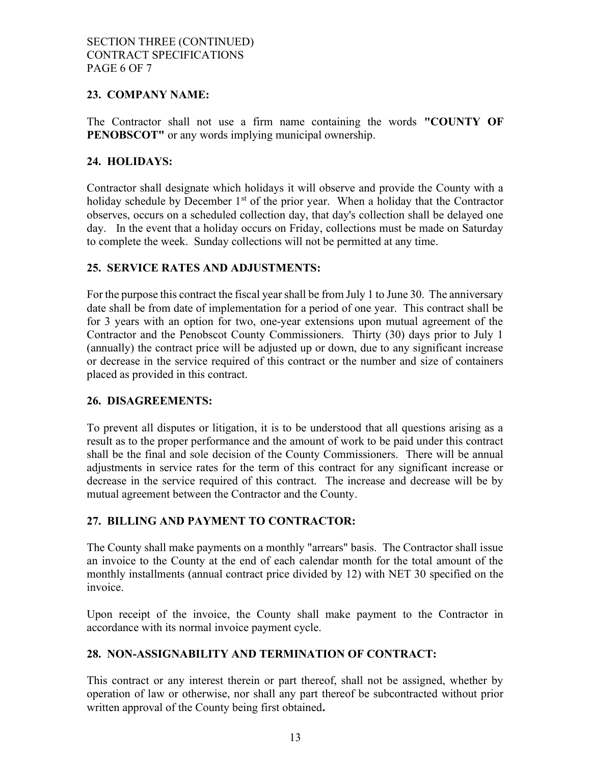SECTION THREE (CONTINUED)
CONTRACT SPECIFICATIONS
PAGE 6 OF 7

### 23. COMPANY NAME:

The Contractor shall not use a firm name containing the words **"COUNTY OF PENOBSCOT"** or any words implying municipal ownership.

### 24. HOLIDAYS:

Contractor shall designate which holidays it will observe and provide the County with a holiday schedule by December 1st of the prior year. When a holiday that the Contractor observes, occurs on a scheduled collection day, that day's collection shall be delayed one day. In the event that a holiday occurs on Friday, collections must be made on Saturday to complete the week. Sunday collections will not be permitted at any time.

### 25. SERVICE RATES AND ADJUSTMENTS:

For the purpose this contract the fiscal year shall be from July 1 to June 30. The anniversary date shall be from date of implementation for a period of one year. This contract shall be for 3 years with an option for two, one-year extensions upon mutual agreement of the Contractor and the Penobscot County Commissioners. Thirty (30) days prior to July 1 (annually) the contract price will be adjusted up or down, due to any significant increase or decrease in the service required of this contract or the number and size of containers placed as provided in this contract.

### 26. DISAGREEMENTS:

To prevent all disputes or litigation, it is to be understood that all questions arising as a result as to the proper performance and the amount of work to be paid under this contract shall be the final and sole decision of the County Commissioners. There will be annual adjustments in service rates for the term of this contract for any significant increase or decrease in the service required of this contract. The increase and decrease will be by mutual agreement between the Contractor and the County.

### 27. BILLING AND PAYMENT TO CONTRACTOR:

The County shall make payments on a monthly "arrears" basis. The Contractor shall issue an invoice to the County at the end of each calendar month for the total amount of the monthly installments (annual contract price divided by 12) with NET 30 specified on the invoice.

Upon receipt of the invoice, the County shall make payment to the Contractor in accordance with its normal invoice payment cycle.

### 28. NON-ASSIGNABILITY AND TERMINATION OF CONTRACT:

This contract or any interest therein or part thereof, shall not be assigned, whether by operation of law or otherwise, nor shall any part thereof be subcontracted without prior written approval of the County being first obtained**.**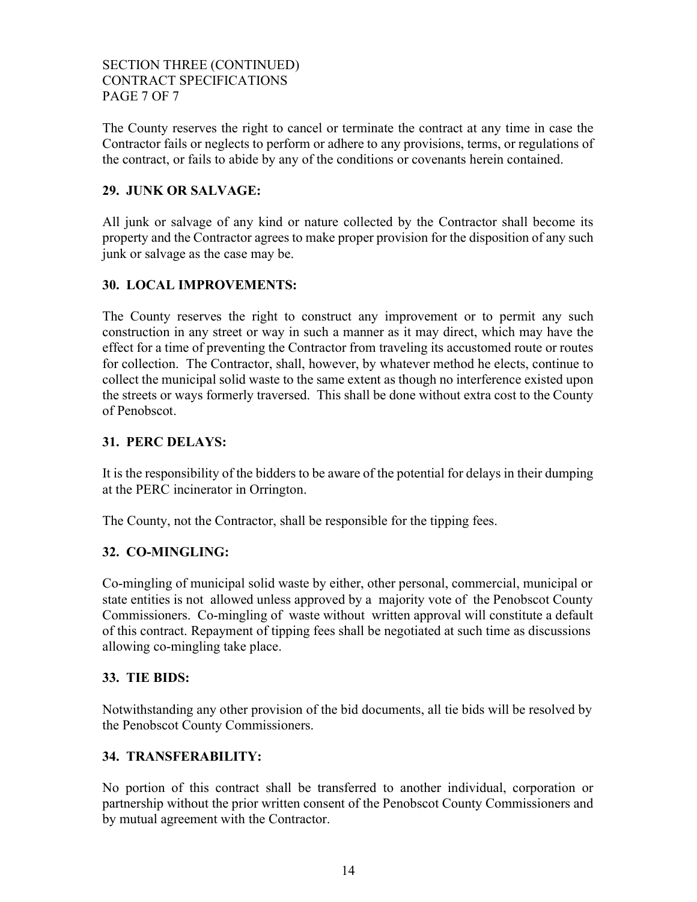SECTION THREE (CONTINUED)
CONTRACT SPECIFICATIONS
PAGE 7 OF 7

The County reserves the right to cancel or terminate the contract at any time in case the Contractor fails or neglects to perform or adhere to any provisions, terms, or regulations of the contract, or fails to abide by any of the conditions or covenants herein contained.

**29. JUNK OR SALVAGE:**

All junk or salvage of any kind or nature collected by the Contractor shall become its property and the Contractor agrees to make proper provision for the disposition of any such junk or salvage as the case may be.

**30. LOCAL IMPROVEMENTS:**

The County reserves the right to construct any improvement or to permit any such construction in any street or way in such a manner as it may direct, which may have the effect for a time of preventing the Contractor from traveling its accustomed route or routes for collection. The Contractor, shall, however, by whatever method he elects, continue to collect the municipal solid waste to the same extent as though no interference existed upon the streets or ways formerly traversed. This shall be done without extra cost to the County of Penobscot.

**31. PERC DELAYS:**

It is the responsibility of the bidders to be aware of the potential for delays in their dumping at the PERC incinerator in Orrington.

The County, not the Contractor, shall be responsible for the tipping fees.

**32. CO-MINGLING:**

Co-mingling of municipal solid waste by either, other personal, commercial, municipal or state entities is not allowed unless approved by a majority vote of the Penobscot County Commissioners. Co-mingling of waste without written approval will constitute a default of this contract. Repayment of tipping fees shall be negotiated at such time as discussions allowing co-mingling take place.

**33. TIE BIDS:**

Notwithstanding any other provision of the bid documents, all tie bids will be resolved by the Penobscot County Commissioners.

**34. TRANSFERABILITY:**

No portion of this contract shall be transferred to another individual, corporation or partnership without the prior written consent of the Penobscot County Commissioners and by mutual agreement with the Contractor.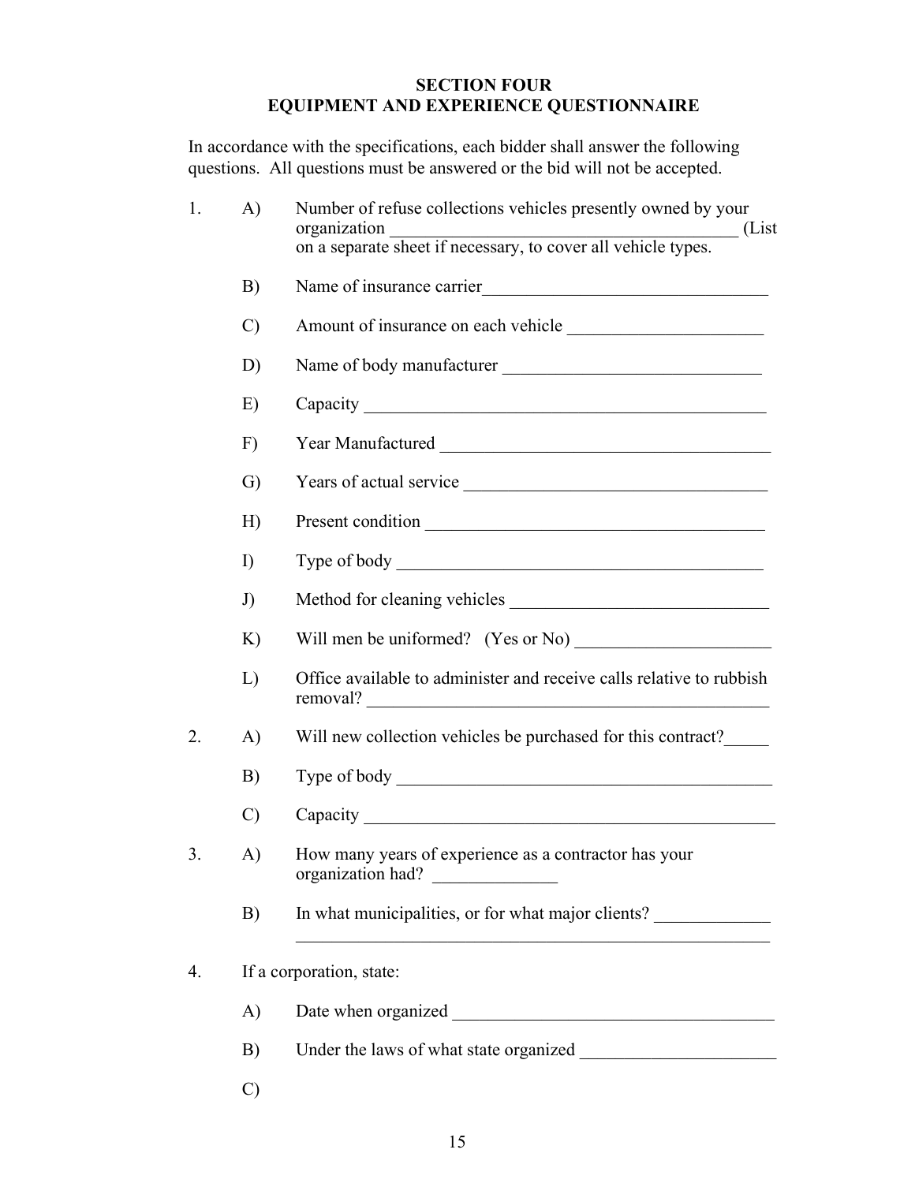**SECTION FOUR**
**EQUIPMENT AND EXPERIENCE QUESTIONNAIRE**

In accordance with the specifications, each bidder shall answer the following questions. All questions must be answered or the bid will not be accepted.

1. A) Number of refuse collections vehicles presently owned by your organization ________________________________________ (List on a separate sheet if necessary, to cover all vehicle types.

   B) Name of insurance carrier_________________________________

   C) Amount of insurance on each vehicle ______________________

   D) Name of body manufacturer _____________________________

   E) Capacity _______________________________________________

   F) Year Manufactured _____________________________________

   G) Years of actual service ___________________________________

   H) Present condition _______________________________________

   I) Type of body ___________________________________________

   J) Method for cleaning vehicles _____________________________

   K) Will men be uniformed? (Yes or No) ______________________

   L) Office available to administer and receive calls relative to rubbish removal? ______________________________________________

2. A) Will new collection vehicles be purchased for this contract?_____

   B) Type of body ___________________________________________

   C) Capacity _______________________________________________

3. A) How many years of experience as a contractor has your organization had? ______________

   B) In what municipalities, or for what major clients? _____________
   _______________________________________________________

4. If a corporation, state:

   A) Date when organized ____________________________________

   B) Under the laws of what state organized ______________________

   C)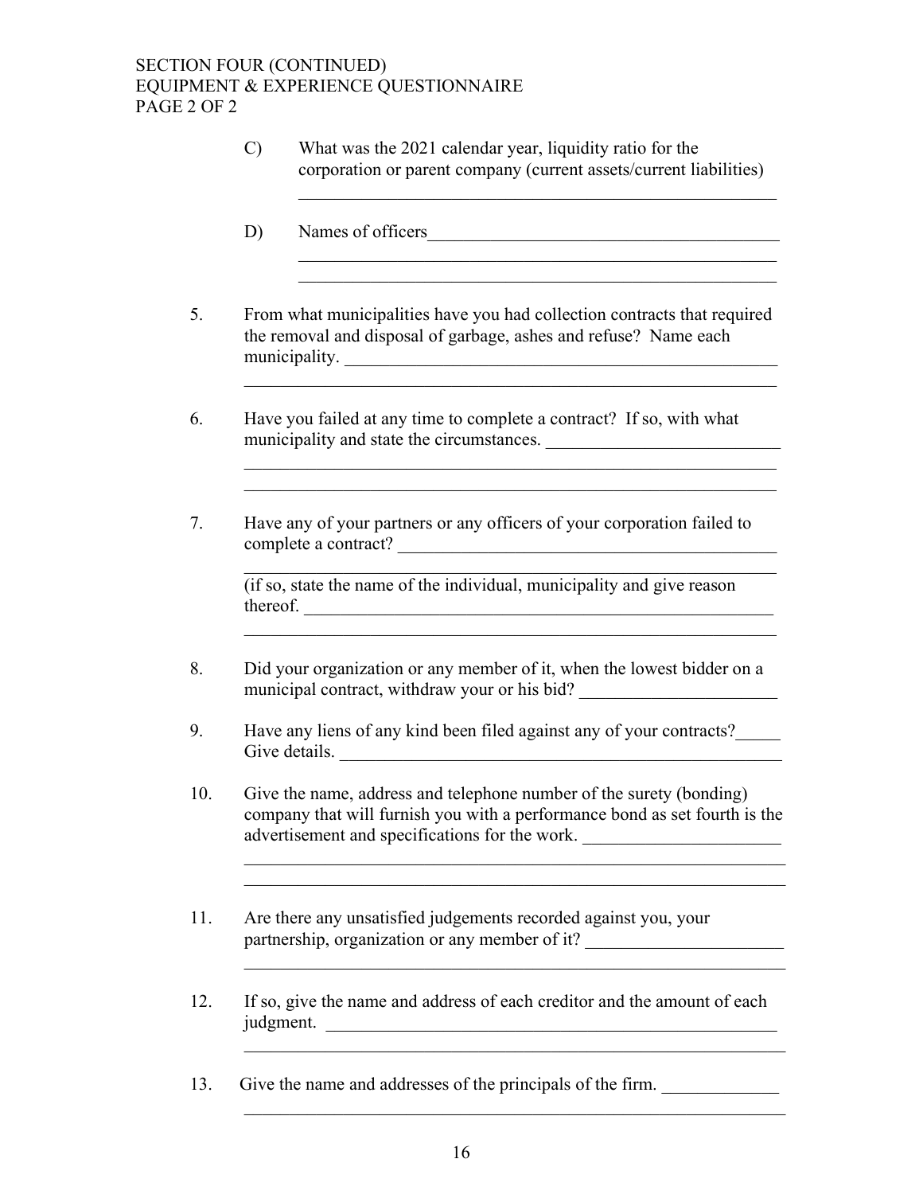SECTION FOUR (CONTINUED)
EQUIPMENT & EXPERIENCE QUESTIONNAIRE
PAGE 2 OF 2

C) What was the 2021 calendar year, liquidity ratio for the corporation or parent company (current assets/current liabilities)

______________________________________________________

D) Names of officers________________________________________

______________________________________________________

______________________________________________________

5. From what municipalities have you had collection contracts that required the removal and disposal of garbage, ashes and refuse? Name each municipality. ______________________________________________

______________________________________________________

6. Have you failed at any time to complete a contract? If so, with what municipality and state the circumstances. __________________________

______________________________________________________

______________________________________________________

7. Have any of your partners or any officers of your corporation failed to complete a contract? __________________________________________

______________________________________________________

(if so, state the name of the individual, municipality and give reason thereof. ______________________________________________________

______________________________________________________

8. Did your organization or any member of it, when the lowest bidder on a municipal contract, withdraw your or his bid? ______________________

9. Have any liens of any kind been filed against any of your contracts?_____ Give details. _________________________________________________

10. Give the name, address and telephone number of the surety (bonding) company that will furnish you with a performance bond as set fourth is the advertisement and specifications for the work. ______________________

______________________________________________________

______________________________________________________

11. Are there any unsatisfied judgements recorded against you, your partnership, organization or any member of it? ______________________

______________________________________________________

12. If so, give the name and address of each creditor and the amount of each judgment. ___________________________________________________

______________________________________________________

13. Give the name and addresses of the principals of the firm. _____________

______________________________________________________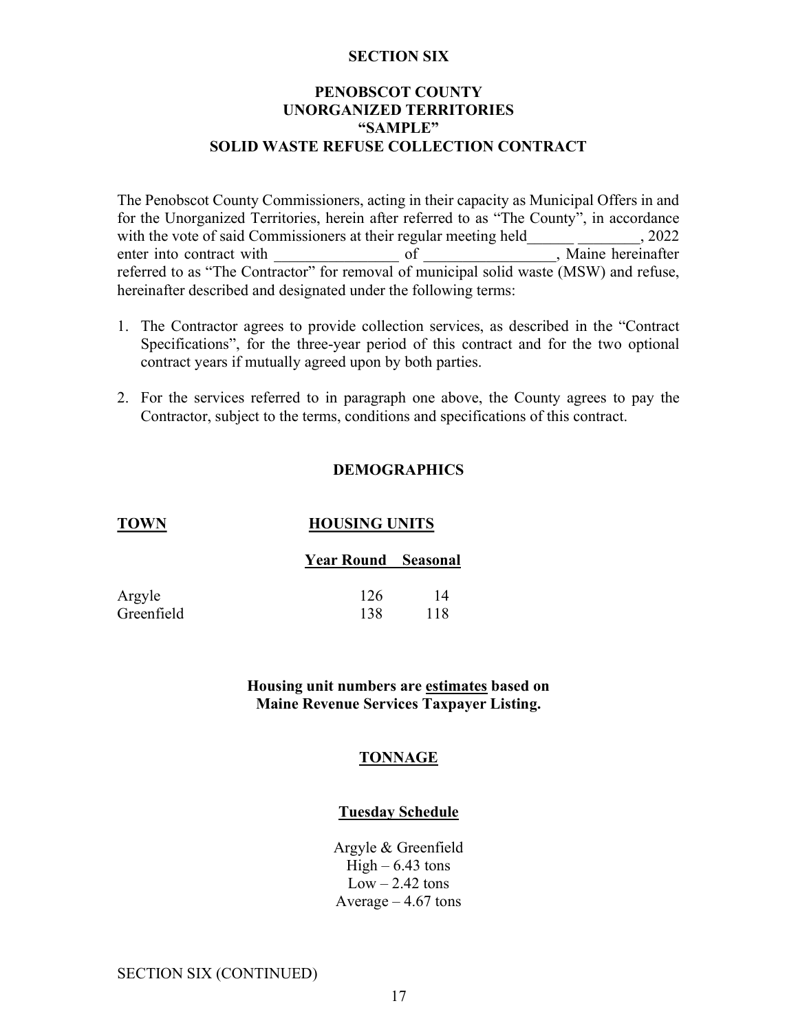**SECTION SIX**

**PENOBSCOT COUNTY**
**UNORGANIZED TERRITORIES**
**"SAMPLE"**
**SOLID WASTE REFUSE COLLECTION CONTRACT**

The Penobscot County Commissioners, acting in their capacity as Municipal Offers in and for the Unorganized Territories, herein after referred to as "The County", in accordance with the vote of said Commissioners at their regular meeting held______ ________, 2022 enter into contract with ________________ of _________________, Maine hereinafter referred to as "The Contractor" for removal of municipal solid waste (MSW) and refuse, hereinafter described and designated under the following terms:

1. The Contractor agrees to provide collection services, as described in the "Contract Specifications", for the three-year period of this contract and for the two optional contract years if mutually agreed upon by both parties.

2. For the services referred to in paragraph one above, the County agrees to pay the Contractor, subject to the terms, conditions and specifications of this contract.

**DEMOGRAPHICS**

| **TOWN** | **HOUSING UNITS** | |
|---|---|---|
| | **Year Round** | **Seasonal** |
| Argyle | 126 | 14 |
| Greenfield | 138 | 118 |

**Housing unit numbers are estimates based on Maine Revenue Services Taxpayer Listing.**

**TONNAGE**

**Tuesday Schedule**

Argyle & Greenfield
High – 6.43 tons
Low – 2.42 tons
Average – 4.67 tons

SECTION SIX (CONTINUED)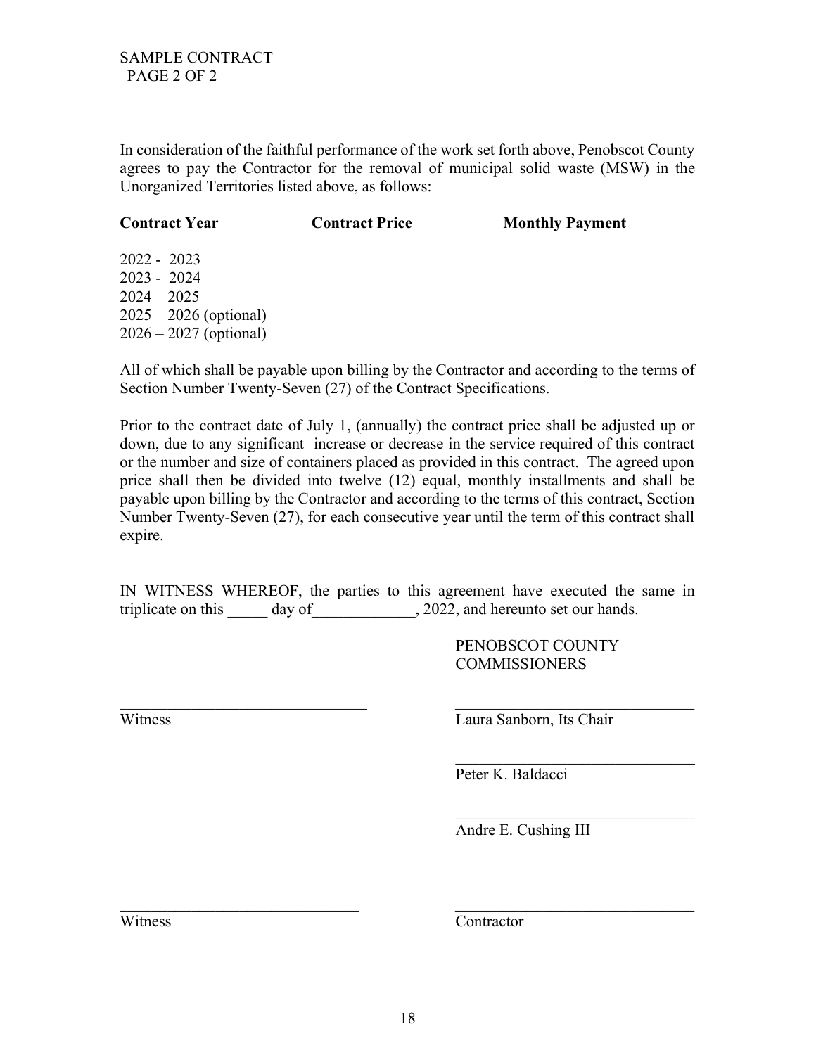SAMPLE CONTRACT
PAGE 2 OF 2

In consideration of the faithful performance of the work set forth above, Penobscot County agrees to pay the Contractor for the removal of municipal solid waste (MSW) in the Unorganized Territories listed above, as follows:

| Contract Year | Contract Price | Monthly Payment |
|---|---|---|
| 2022 - 2023 | | |
| 2023 - 2024 | | |
| 2024 – 2025 | | |
| 2025 – 2026 (optional) | | |
| 2026 – 2027 (optional) | | |

All of which shall be payable upon billing by the Contractor and according to the terms of Section Number Twenty-Seven (27) of the Contract Specifications.

Prior to the contract date of July 1, (annually) the contract price shall be adjusted up or down, due to any significant increase or decrease in the service required of this contract or the number and size of containers placed as provided in this contract. The agreed upon price shall then be divided into twelve (12) equal, monthly installments and shall be payable upon billing by the Contractor and according to the terms of this contract, Section Number Twenty-Seven (27), for each consecutive year until the term of this contract shall expire.

IN WITNESS WHEREOF, the parties to this agreement have executed the same in triplicate on this _____ day of_____________, 2022, and hereunto set our hands.

PENOBSCOT COUNTY COMMISSIONERS

_______________________________ Witness

_______________________________ Laura Sanborn, Its Chair

_______________________________ Peter K. Baldacci

_______________________________ Andre E. Cushing III

_______________________________ Witness

_______________________________ Contractor